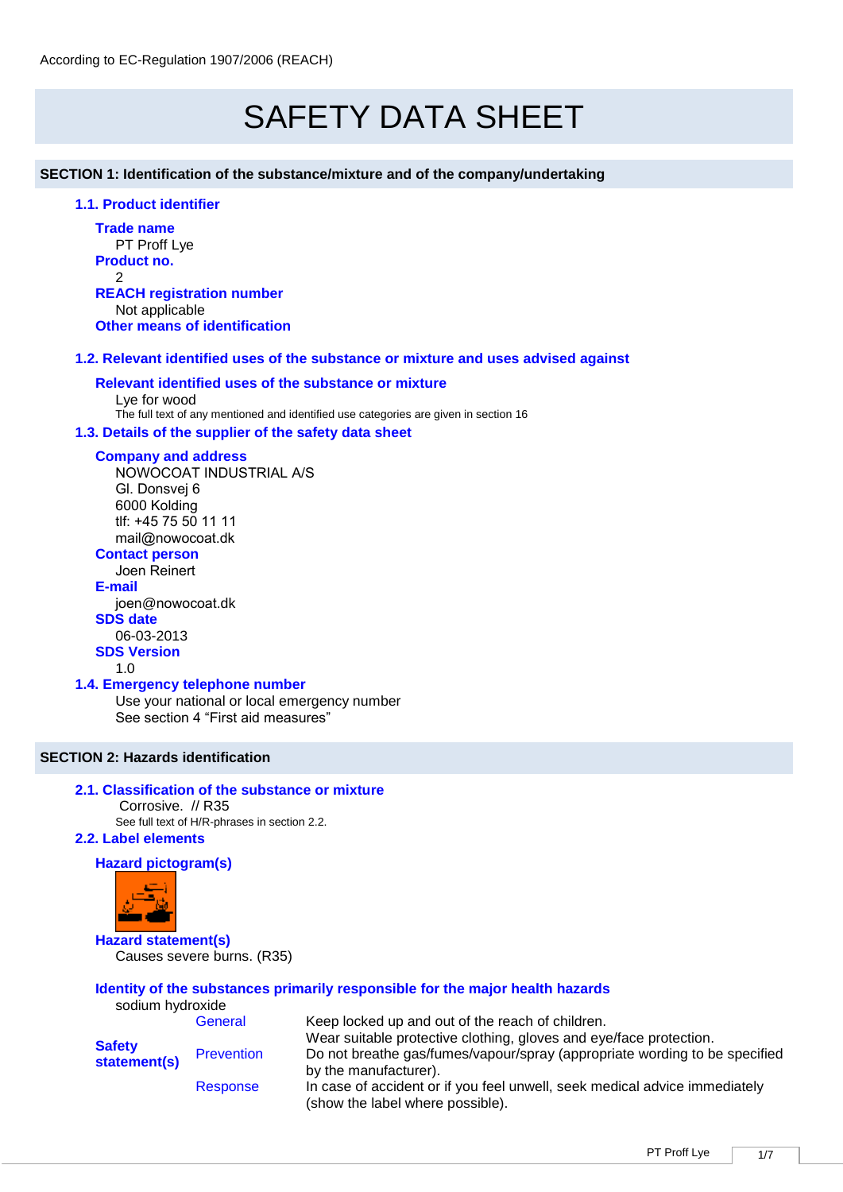According to EC-Regulation 1907/2006 (REACH)

# SAFETY DATA SHEET

## SECTION 1: Identification of the substance/mixture and of the company/undertaking

### 1.1. Product identifier

**Trade name**
PT Proff Lye

**Product no.**
2

**REACH registration number**
Not applicable

**Other means of identification**

### 1.2. Relevant identified uses of the substance or mixture and uses advised against

**Relevant identified uses of the substance or mixture**
Lye for wood
The full text of any mentioned and identified use categories are given in section 16

### 1.3. Details of the supplier of the safety data sheet

**Company and address**
NOWOCOAT INDUSTRIAL A/S
Gl. Donsvej 6
6000 Kolding
tlf: +45 75 50 11 11
mail@nowocoat.dk

**Contact person**
Joen Reinert

**E-mail**
joen@nowocoat.dk

**SDS date**
06-03-2013

**SDS Version**
1.0

### 1.4. Emergency telephone number

Use your national or local emergency number
See section 4 "First aid measures"

## SECTION 2: Hazards identification

### 2.1. Classification of the substance or mixture

Corrosive. // R35
See full text of H/R-phrases in section 2.2.

### 2.2. Label elements

**Hazard pictogram(s)**

**Hazard statement(s)**
Causes severe burns. (R35)

**Identity of the substances primarily responsible for the major health hazards**
sodium hydroxide

| | | |
|---|---|---|
| **Safety statement(s)** | General | Keep locked up and out of the reach of children. |
| | Prevention | Wear suitable protective clothing, gloves and eye/face protection. Do not breathe gas/fumes/vapour/spray (appropriate wording to be specified by the manufacturer). |
| | Response | In case of accident or if you feel unwell, seek medical advice immediately (show the label where possible). |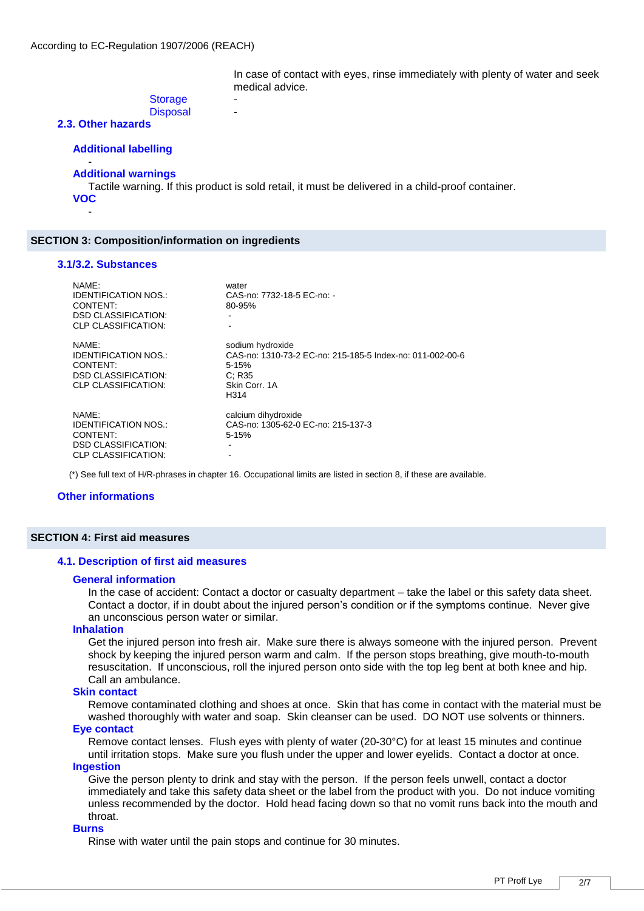In case of contact with eyes, rinse immediately with plenty of water and seek medical advice.

Storage -

Disposal -

### 2.3. Other hazards

#### Additional labelling

-

#### Additional warnings

Tactile warning. If this product is sold retail, it must be delivered in a child-proof container.

#### VOC

-

## SECTION 3: Composition/information on ingredients

### 3.1/3.2. Substances

| | |
|---|---|
| NAME: | water |
| IDENTIFICATION NOS.: | CAS-no: 7732-18-5 EC-no: - |
| CONTENT: | 80-95% |
| DSD CLASSIFICATION: | - |
| CLP CLASSIFICATION: | - |

| | |
|---|---|
| NAME: | sodium hydroxide |
| IDENTIFICATION NOS.: | CAS-no: 1310-73-2 EC-no: 215-185-5 Index-no: 011-002-00-6 |
| CONTENT: | 5-15% |
| DSD CLASSIFICATION: | C; R35 |
| CLP CLASSIFICATION: | Skin Corr. 1A<br>H314 |

| | |
|---|---|
| NAME: | calcium dihydroxide |
| IDENTIFICATION NOS.: | CAS-no: 1305-62-0 EC-no: 215-137-3 |
| CONTENT: | 5-15% |
| DSD CLASSIFICATION: | - |
| CLP CLASSIFICATION: | - |

(*) See full text of H/R-phrases in chapter 16. Occupational limits are listed in section 8, if these are available.

### Other informations

## SECTION 4: First aid measures

### 4.1. Description of first aid measures

#### General information

In the case of accident: Contact a doctor or casualty department – take the label or this safety data sheet. Contact a doctor, if in doubt about the injured person's condition or if the symptoms continue. Never give an unconscious person water or similar.

#### Inhalation

Get the injured person into fresh air. Make sure there is always someone with the injured person. Prevent shock by keeping the injured person warm and calm. If the person stops breathing, give mouth-to-mouth resuscitation. If unconscious, roll the injured person onto side with the top leg bent at both knee and hip. Call an ambulance.

#### Skin contact

Remove contaminated clothing and shoes at once. Skin that has come in contact with the material must be washed thoroughly with water and soap. Skin cleanser can be used. DO NOT use solvents or thinners.

#### Eye contact

Remove contact lenses. Flush eyes with plenty of water (20-30°C) for at least 15 minutes and continue until irritation stops. Make sure you flush under the upper and lower eyelids. Contact a doctor at once.

#### Ingestion

Give the person plenty to drink and stay with the person. If the person feels unwell, contact a doctor immediately and take this safety data sheet or the label from the product with you. Do not induce vomiting unless recommended by the doctor. Hold head facing down so that no vomit runs back into the mouth and throat.

#### Burns

Rinse with water until the pain stops and continue for 30 minutes.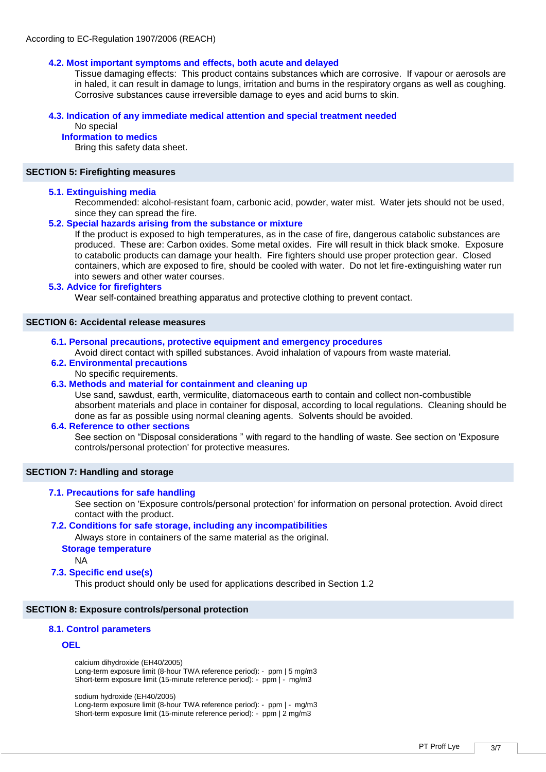### 4.2. Most important symptoms and effects, both acute and delayed

Tissue damaging effects: This product contains substances which are corrosive. If vapour or aerosols are in haled, it can result in damage to lungs, irritation and burns in the respiratory organs as well as coughing. Corrosive substances cause irreversible damage to eyes and acid burns to skin.

### 4.3. Indication of any immediate medical attention and special treatment needed

No special

#### Information to medics

Bring this safety data sheet.

## SECTION 5: Firefighting measures

### 5.1. Extinguishing media

Recommended: alcohol-resistant foam, carbonic acid, powder, water mist. Water jets should not be used, since they can spread the fire.

### 5.2. Special hazards arising from the substance or mixture

If the product is exposed to high temperatures, as in the case of fire, dangerous catabolic substances are produced. These are: Carbon oxides. Some metal oxides. Fire will result in thick black smoke. Exposure to catabolic products can damage your health. Fire fighters should use proper protection gear. Closed containers, which are exposed to fire, should be cooled with water. Do not let fire-extinguishing water run into sewers and other water courses.

### 5.3. Advice for firefighters

Wear self-contained breathing apparatus and protective clothing to prevent contact.

## SECTION 6: Accidental release measures

### 6.1. Personal precautions, protective equipment and emergency procedures

Avoid direct contact with spilled substances. Avoid inhalation of vapours from waste material.

### 6.2. Environmental precautions

No specific requirements.

### 6.3. Methods and material for containment and cleaning up

Use sand, sawdust, earth, vermiculite, diatomaceous earth to contain and collect non-combustible absorbent materials and place in container for disposal, according to local regulations. Cleaning should be done as far as possible using normal cleaning agents. Solvents should be avoided.

### 6.4. Reference to other sections

See section on “Disposal considerations ” with regard to the handling of waste. See section on 'Exposure controls/personal protection' for protective measures.

## SECTION 7: Handling and storage

### 7.1. Precautions for safe handling

See section on 'Exposure controls/personal protection' for information on personal protection. Avoid direct contact with the product.

### 7.2. Conditions for safe storage, including any incompatibilities

Always store in containers of the same material as the original.

#### Storage temperature

NA

### 7.3. Specific end use(s)

This product should only be used for applications described in Section 1.2

## SECTION 8: Exposure controls/personal protection

### 8.1. Control parameters

#### OEL

calcium dihydroxide (EH40/2005)
Long-term exposure limit (8-hour TWA reference period): - ppm | 5 mg/m3
Short-term exposure limit (15-minute reference period): - ppm | - mg/m3

sodium hydroxide (EH40/2005)
Long-term exposure limit (8-hour TWA reference period): - ppm | - mg/m3
Short-term exposure limit (15-minute reference period): - ppm | 2 mg/m3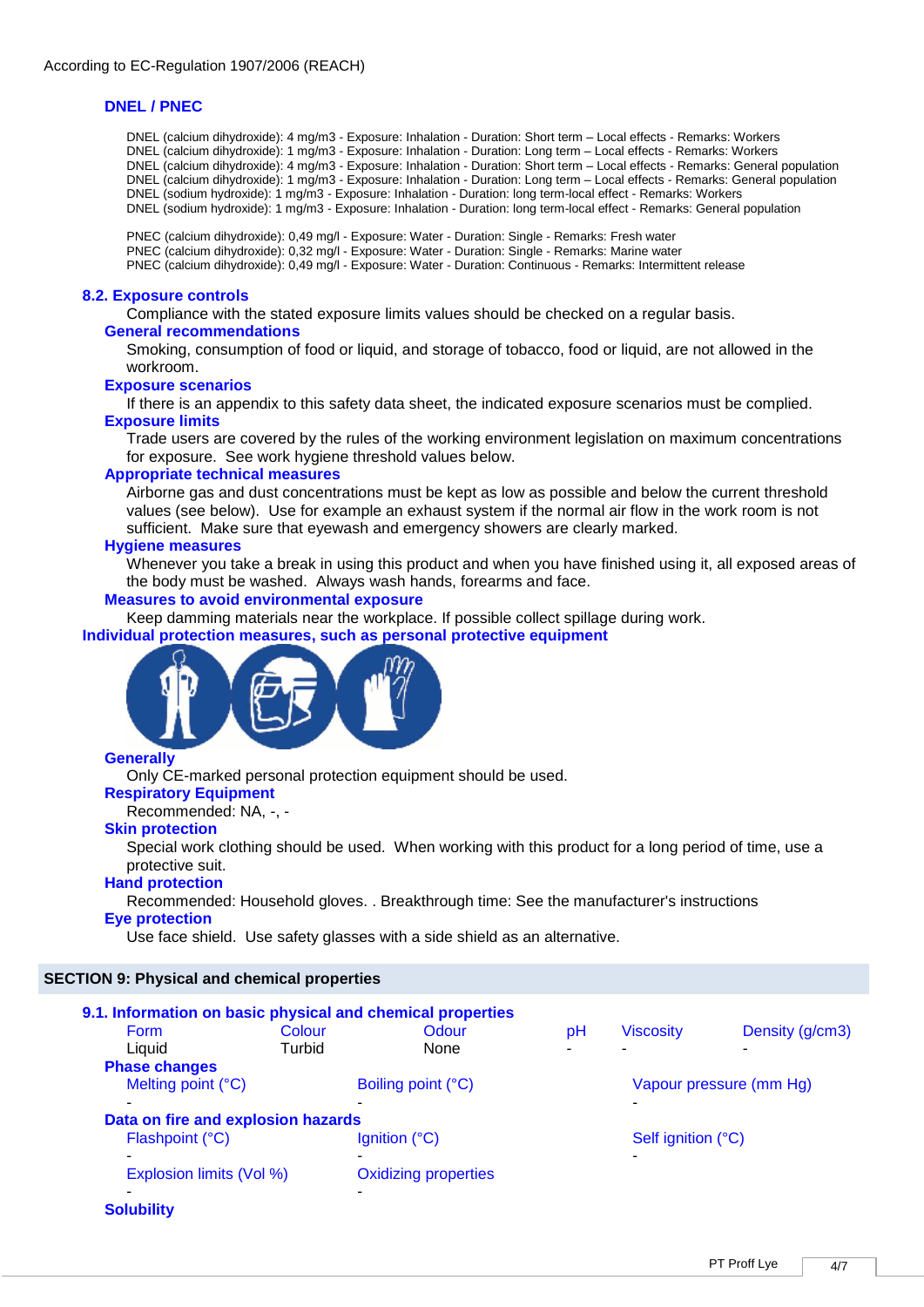According to EC-Regulation 1907/2006 (REACH)

### DNEL / PNEC

DNEL (calcium dihydroxide): 4 mg/m3 - Exposure: Inhalation - Duration: Short term – Local effects - Remarks: Workers
DNEL (calcium dihydroxide): 1 mg/m3 - Exposure: Inhalation - Duration: Long term – Local effects - Remarks: Workers
DNEL (calcium dihydroxide): 4 mg/m3 - Exposure: Inhalation - Duration: Short term – Local effects - Remarks: General population
DNEL (calcium dihydroxide): 1 mg/m3 - Exposure: Inhalation - Duration: Long term – Local effects - Remarks: General population
DNEL (sodium hydroxide): 1 mg/m3 - Exposure: Inhalation - Duration: long term-local effect - Remarks: Workers
DNEL (sodium hydroxide): 1 mg/m3 - Exposure: Inhalation - Duration: long term-local effect - Remarks: General population

PNEC (calcium dihydroxide): 0,49 mg/l - Exposure: Water - Duration: Single - Remarks: Fresh water
PNEC (calcium dihydroxide): 0,32 mg/l - Exposure: Water - Duration: Single - Remarks: Marine water
PNEC (calcium dihydroxide): 0,49 mg/l - Exposure: Water - Duration: Continuous - Remarks: Intermittent release

## 8.2. Exposure controls

Compliance with the stated exposure limits values should be checked on a regular basis.

### General recommendations

Smoking, consumption of food or liquid, and storage of tobacco, food or liquid, are not allowed in the workroom.

### Exposure scenarios

If there is an appendix to this safety data sheet, the indicated exposure scenarios must be complied.

### Exposure limits

Trade users are covered by the rules of the working environment legislation on maximum concentrations for exposure. See work hygiene threshold values below.

### Appropriate technical measures

Airborne gas and dust concentrations must be kept as low as possible and below the current threshold values (see below). Use for example an exhaust system if the normal air flow in the work room is not sufficient. Make sure that eyewash and emergency showers are clearly marked.

### Hygiene measures

Whenever you take a break in using this product and when you have finished using it, all exposed areas of the body must be washed. Always wash hands, forearms and face.

### Measures to avoid environmental exposure

Keep damming materials near the workplace. If possible collect spillage during work.

## Individual protection measures, such as personal protective equipment

### Generally

Only CE-marked personal protection equipment should be used.

### Respiratory Equipment

Recommended: NA, -, -

### Skin protection

Special work clothing should be used. When working with this product for a long period of time, use a protective suit.

### Hand protection

Recommended: Household gloves. . Breakthrough time: See the manufacturer's instructions

### Eye protection

Use face shield. Use safety glasses with a side shield as an alternative.

# SECTION 9: Physical and chemical properties

## 9.1. Information on basic physical and chemical properties

| Form | Colour | Odour | pH | Viscosity | Density (g/cm3) |
|---|---|---|---|---|---|
| Liquid | Turbid | None | - | - | - |

### Phase changes

| Melting point (°C) | Boiling point (°C) | Vapour pressure (mm Hg) |
|---|---|---|
| - | - | - |

### Data on fire and explosion hazards

| Flashpoint (°C) | Ignition (°C) | Self ignition (°C) |
|---|---|---|
| - | - | - |

| Explosion limits (Vol %) | Oxidizing properties |
|---|---|
| - | - |

### Solubility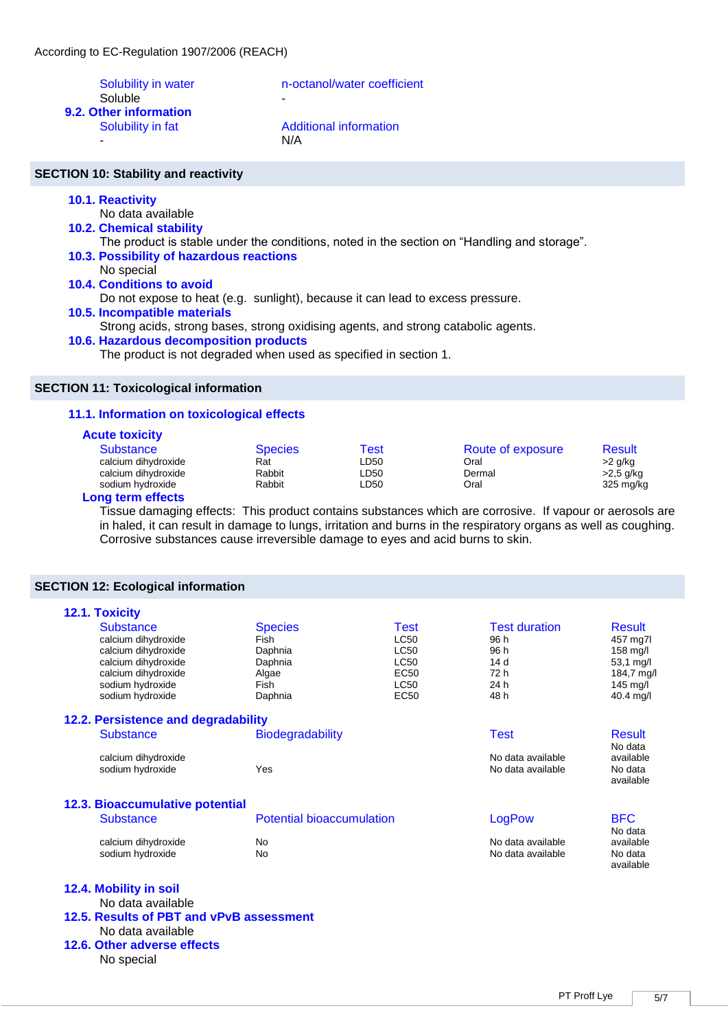According to EC-Regulation 1907/2006 (REACH)

| Solubility in water | n-octanol/water coefficient |
|---|---|
| Soluble | - |

### 9.2. Other information

| Solubility in fat | Additional information |
|---|---|
| - | N/A |

## SECTION 10: Stability and reactivity

### 10.1. Reactivity

No data available

### 10.2. Chemical stability

The product is stable under the conditions, noted in the section on “Handling and storage”.

### 10.3. Possibility of hazardous reactions

No special

### 10.4. Conditions to avoid

Do not expose to heat (e.g. sunlight), because it can lead to excess pressure.

### 10.5. Incompatible materials

Strong acids, strong bases, strong oxidising agents, and strong catabolic agents.

### 10.6. Hazardous decomposition products

The product is not degraded when used as specified in section 1.

## SECTION 11: Toxicological information

### 11.1. Information on toxicological effects

#### Acute toxicity

| Substance | Species | Test | Route of exposure | Result |
|---|---|---|---|---|
| calcium dihydroxide | Rat | LD50 | Oral | >2 g/kg |
| calcium dihydroxide | Rabbit | LD50 | Dermal | >2,5 g/kg |
| sodium hydroxide | Rabbit | LD50 | Oral | 325 mg/kg |

#### Long term effects

Tissue damaging effects: This product contains substances which are corrosive. If vapour or aerosols are in haled, it can result in damage to lungs, irritation and burns in the respiratory organs as well as coughing. Corrosive substances cause irreversible damage to eyes and acid burns to skin.

## SECTION 12: Ecological information

### 12.1. Toxicity

| Substance | Species | Test | Test duration | Result |
|---|---|---|---|---|
| calcium dihydroxide | Fish | LC50 | 96 h | 457 mg7l |
| calcium dihydroxide | Daphnia | LC50 | 96 h | 158 mg/l |
| calcium dihydroxide | Daphnia | LC50 | 14 d | 53,1 mg/l |
| calcium dihydroxide | Algae | EC50 | 72 h | 184,7 mg/l |
| sodium hydroxide | Fish | LC50 | 24 h | 145 mg/l |
| sodium hydroxide | Daphnia | EC50 | 48 h | 40.4 mg/l |

### 12.2. Persistence and degradability

| Substance | Biodegradability | Test | Result |
|---|---|---|---|
| calcium dihydroxide | | No data available | No data available |
| sodium hydroxide | Yes | No data available | No data available |

### 12.3. Bioaccumulative potential

| Substance | Potential bioaccumulation | LogPow | BFC |
|---|---|---|---|
| calcium dihydroxide | No | No data available | No data available |
| sodium hydroxide | No | No data available | No data available |

### 12.4. Mobility in soil

No data available

### 12.5. Results of PBT and vPvB assessment

No data available

### 12.6. Other adverse effects

No special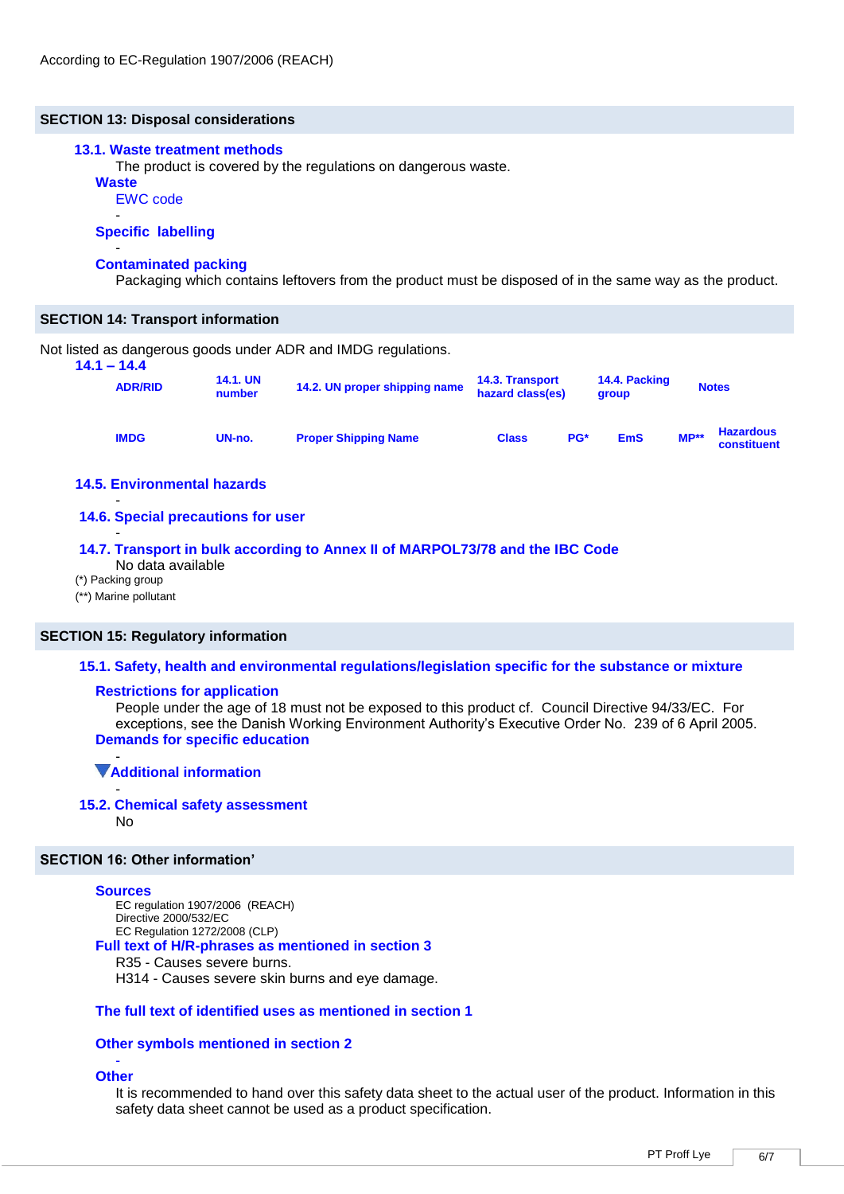According to EC-Regulation 1907/2006 (REACH)

## SECTION 13: Disposal considerations

### 13.1. Waste treatment methods

The product is covered by the regulations on dangerous waste.

**Waste**

EWC code

-

**Specific labelling**

-

**Contaminated packing**

Packaging which contains leftovers from the product must be disposed of in the same way as the product.

## SECTION 14: Transport information

Not listed as dangerous goods under ADR and IMDG regulations.

### 14.1 – 14.4

| ADR/RID | 14.1. UN number | 14.2. UN proper shipping name | 14.3. Transport hazard class(es) | | 14.4. Packing group | | Notes |
|---|---|---|---|---|---|---|---|
| **IMDG** | **UN-no.** | **Proper Shipping Name** | **Class** | **PG*** | **EmS** | **MP**** | **Hazardous constituent** |

### 14.5. Environmental hazards

-

### 14.6. Special precautions for user

-

### 14.7. Transport in bulk according to Annex II of MARPOL73/78 and the IBC Code

No data available

(*) Packing group

(**) Marine pollutant

## SECTION 15: Regulatory information

### 15.1. Safety, health and environmental regulations/legislation specific for the substance or mixture

**Restrictions for application**

People under the age of 18 must not be exposed to this product cf. Council Directive 94/33/EC. For exceptions, see the Danish Working Environment Authority's Executive Order No. 239 of 6 April 2005.

**Demands for specific education**

-

**Additional information**

-

### 15.2. Chemical safety assessment

No

## SECTION 16: Other information'

**Sources**

EC regulation 1907/2006 (REACH)
Directive 2000/532/EC
EC Regulation 1272/2008 (CLP)

**Full text of H/R-phrases as mentioned in section 3**

R35 - Causes severe burns.
H314 - Causes severe skin burns and eye damage.

**The full text of identified uses as mentioned in section 1**

**Other symbols mentioned in section 2**

-

**Other**

It is recommended to hand over this safety data sheet to the actual user of the product. Information in this safety data sheet cannot be used as a product specification.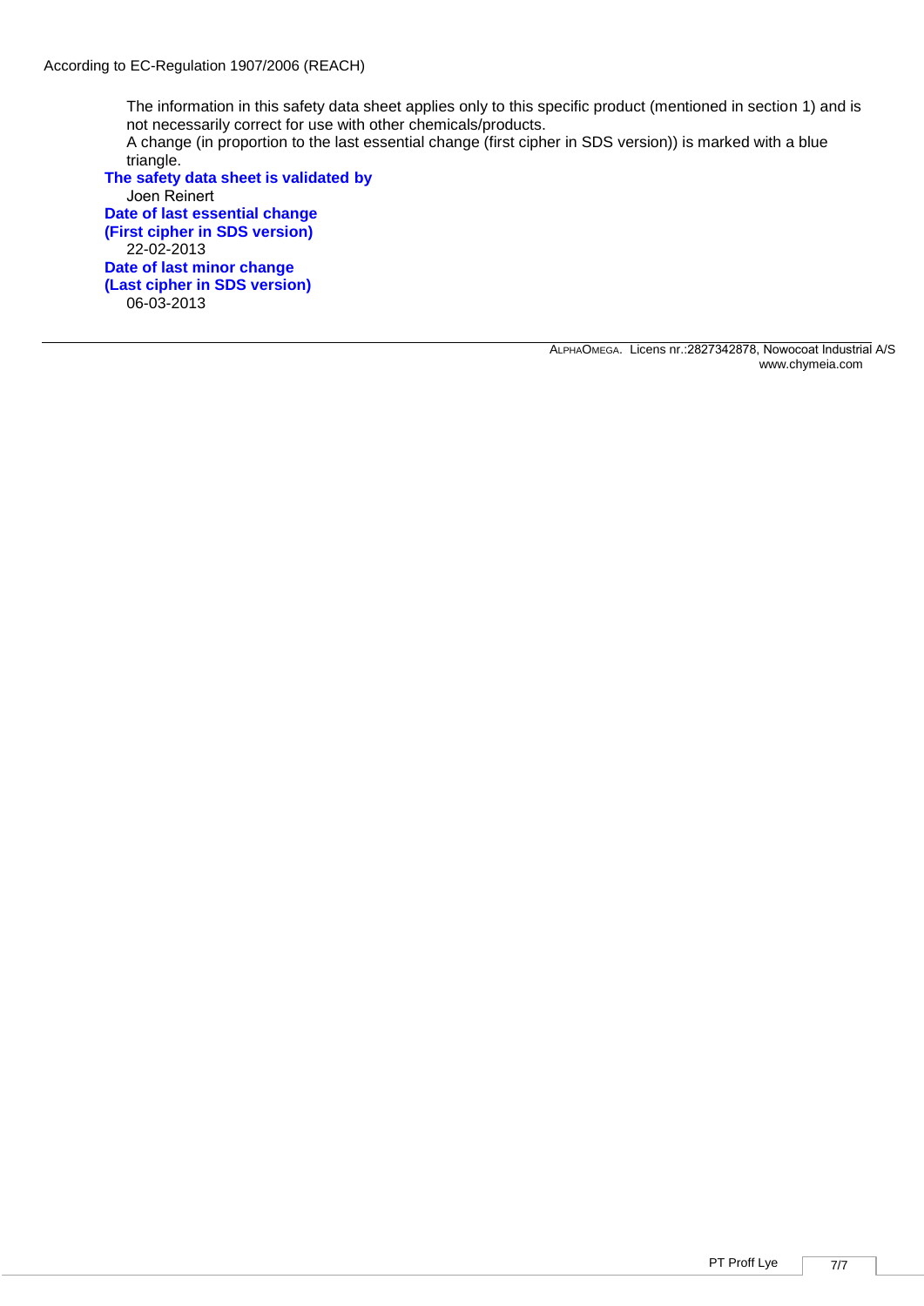The information in this safety data sheet applies only to this specific product (mentioned in section 1) and is not necessarily correct for use with other chemicals/products.
A change (in proportion to the last essential change (first cipher in SDS version)) is marked with a blue triangle.

**The safety data sheet is validated by**
Joen Reinert

**Date of last essential change**
**(First cipher in SDS version)**
22-02-2013

**Date of last minor change**
**(Last cipher in SDS version)**
06-03-2013